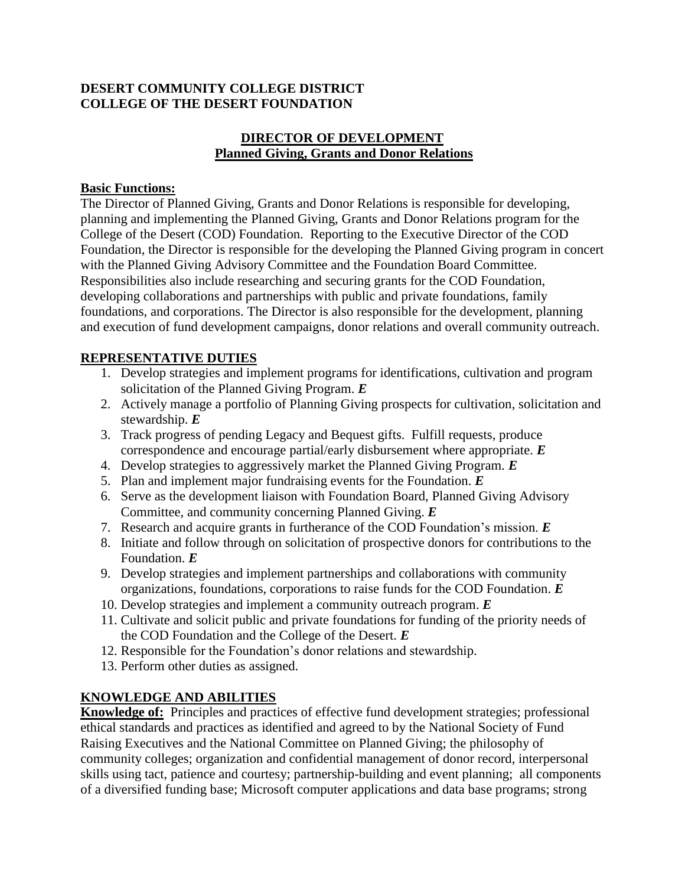**DESERT COMMUNITY COLLEGE DISTRICT**
**COLLEGE OF THE DESERT FOUNDATION**

# DIRECTOR OF DEVELOPMENT
## Planned Giving, Grants and Donor Relations

**Basic Functions:**

The Director of Planned Giving, Grants and Donor Relations is responsible for developing, planning and implementing the Planned Giving, Grants and Donor Relations program for the College of the Desert (COD) Foundation. Reporting to the Executive Director of the COD Foundation, the Director is responsible for the developing the Planned Giving program in concert with the Planned Giving Advisory Committee and the Foundation Board Committee. Responsibilities also include researching and securing grants for the COD Foundation, developing collaborations and partnerships with public and private foundations, family foundations, and corporations. The Director is also responsible for the development, planning and execution of fund development campaigns, donor relations and overall community outreach.

**REPRESENTATIVE DUTIES**

1. Develop strategies and implement programs for identifications, cultivation and program solicitation of the Planned Giving Program. ***E***
2. Actively manage a portfolio of Planning Giving prospects for cultivation, solicitation and stewardship. ***E***
3. Track progress of pending Legacy and Bequest gifts. Fulfill requests, produce correspondence and encourage partial/early disbursement where appropriate. ***E***
4. Develop strategies to aggressively market the Planned Giving Program. ***E***
5. Plan and implement major fundraising events for the Foundation. ***E***
6. Serve as the development liaison with Foundation Board, Planned Giving Advisory Committee, and community concerning Planned Giving. ***E***
7. Research and acquire grants in furtherance of the COD Foundation's mission. ***E***
8. Initiate and follow through on solicitation of prospective donors for contributions to the Foundation. ***E***
9. Develop strategies and implement partnerships and collaborations with community organizations, foundations, corporations to raise funds for the COD Foundation. ***E***
10. Develop strategies and implement a community outreach program. ***E***
11. Cultivate and solicit public and private foundations for funding of the priority needs of the COD Foundation and the College of the Desert. ***E***
12. Responsible for the Foundation's donor relations and stewardship.
13. Perform other duties as assigned.

**KNOWLEDGE AND ABILITIES**

**Knowledge of:** Principles and practices of effective fund development strategies; professional ethical standards and practices as identified and agreed to by the National Society of Fund Raising Executives and the National Committee on Planned Giving; the philosophy of community colleges; organization and confidential management of donor record, interpersonal skills using tact, patience and courtesy; partnership-building and event planning; all components of a diversified funding base; Microsoft computer applications and data base programs; strong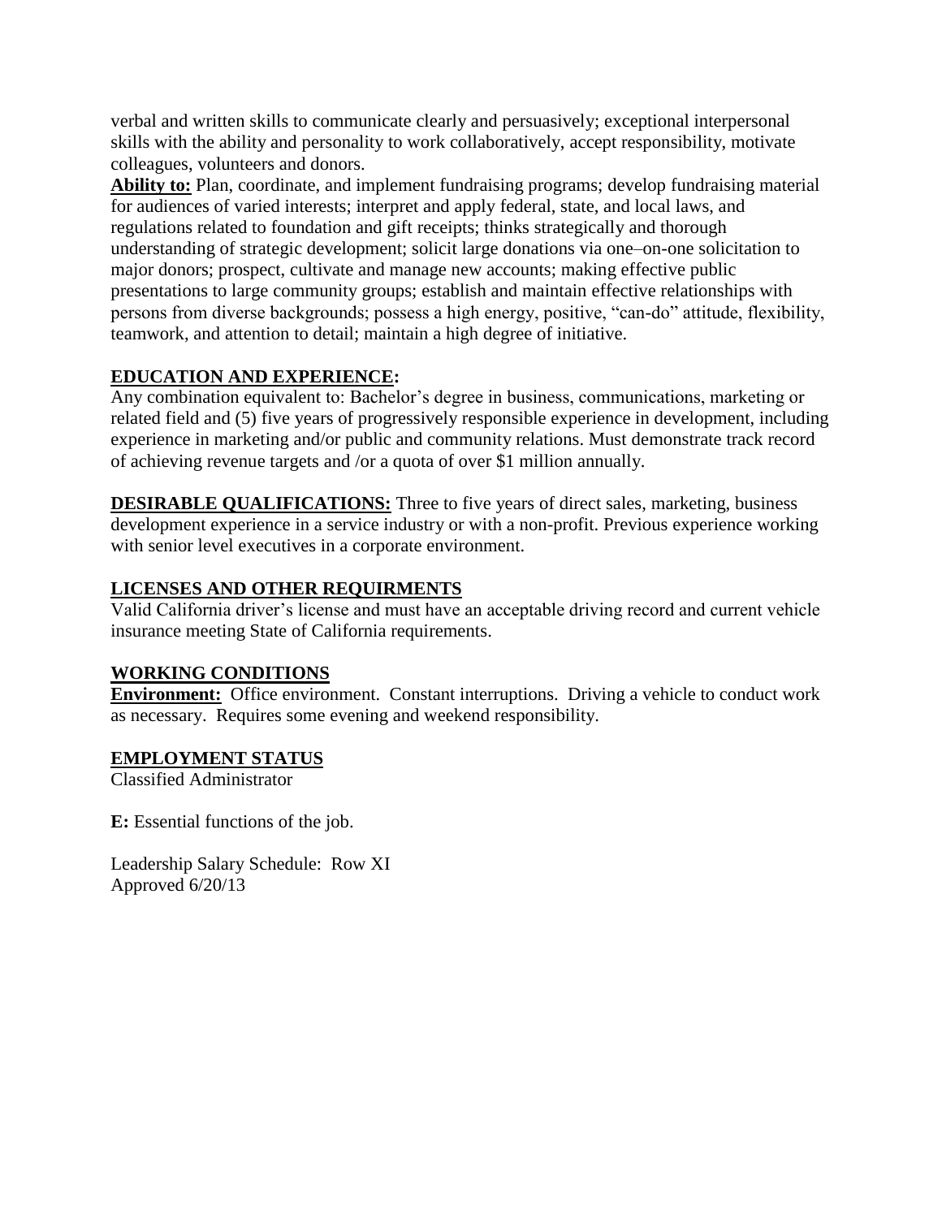verbal and written skills to communicate clearly and persuasively; exceptional interpersonal skills with the ability and personality to work collaboratively, accept responsibility, motivate colleagues, volunteers and donors.

**Ability to:** Plan, coordinate, and implement fundraising programs; develop fundraising material for audiences of varied interests; interpret and apply federal, state, and local laws, and regulations related to foundation and gift receipts; thinks strategically and thorough understanding of strategic development; solicit large donations via one–on-one solicitation to major donors; prospect, cultivate and manage new accounts; making effective public presentations to large community groups; establish and maintain effective relationships with persons from diverse backgrounds; possess a high energy, positive, "can-do" attitude, flexibility, teamwork, and attention to detail; maintain a high degree of initiative.

## EDUCATION AND EXPERIENCE:

Any combination equivalent to: Bachelor's degree in business, communications, marketing or related field and (5) five years of progressively responsible experience in development, including experience in marketing and/or public and community relations. Must demonstrate track record of achieving revenue targets and /or a quota of over $1 million annually.

**DESIRABLE QUALIFICATIONS:** Three to five years of direct sales, marketing, business development experience in a service industry or with a non-profit. Previous experience working with senior level executives in a corporate environment.

## LICENSES AND OTHER REQUIRMENTS

Valid California driver's license and must have an acceptable driving record and current vehicle insurance meeting State of California requirements.

## WORKING CONDITIONS

**Environment:** Office environment. Constant interruptions. Driving a vehicle to conduct work as necessary. Requires some evening and weekend responsibility.

## EMPLOYMENT STATUS

Classified Administrator

**E:** Essential functions of the job.

Leadership Salary Schedule: Row XI
Approved 6/20/13